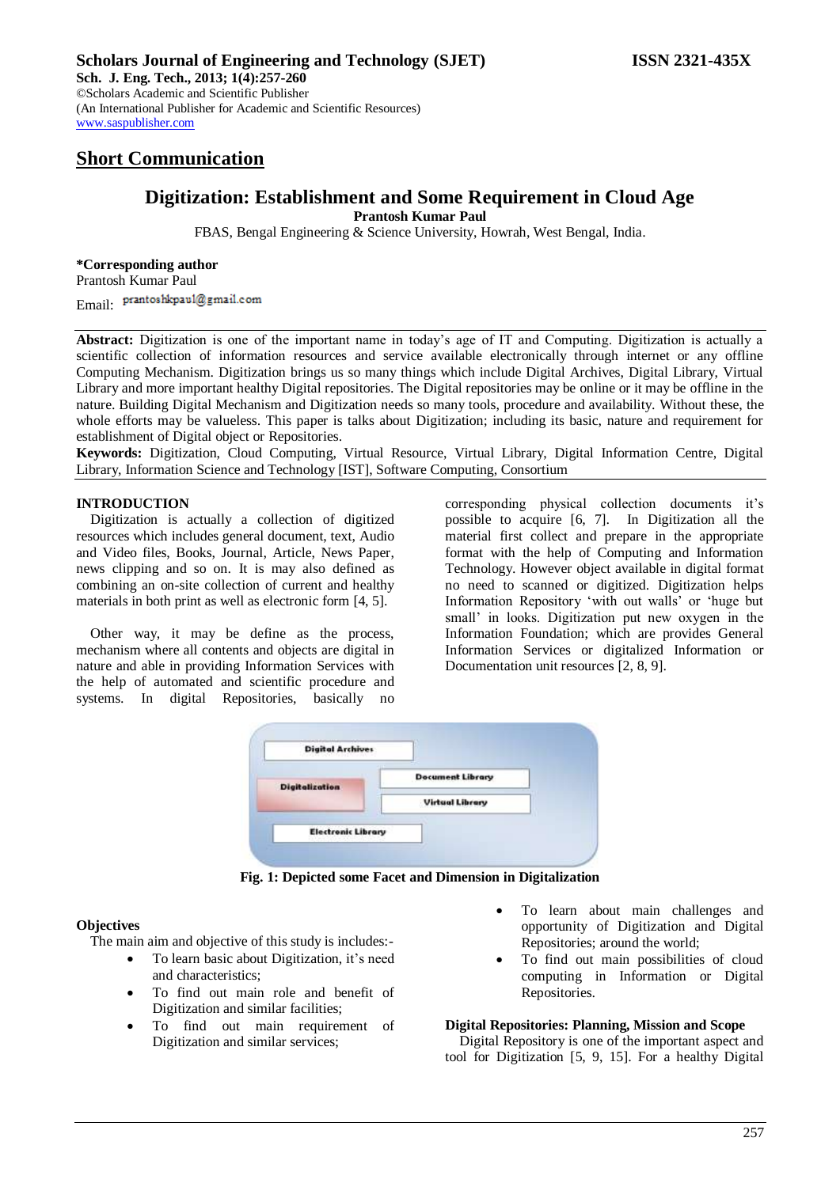**Scholars Journal of Engineering and Technology (SJET)** **ISSN 2321-435X**
**Sch. J. Eng. Tech., 2013; 1(4):257-260**
©Scholars Academic and Scientific Publisher
(An International Publisher for Academic and Scientific Resources)
www.saspublisher.com

## Short Communication

# Digitization: Establishment and Some Requirement in Cloud Age

**Prantosh Kumar Paul**

FBAS, Bengal Engineering & Science University, Howrah, West Bengal, India.

**\*Corresponding author**
Prantosh Kumar Paul
Email: prantoshkpaul@gmail.com

**Abstract:** Digitization is one of the important name in today's age of IT and Computing. Digitization is actually a scientific collection of information resources and service available electronically through internet or any offline Computing Mechanism. Digitization brings us so many things which include Digital Archives, Digital Library, Virtual Library and more important healthy Digital repositories. The Digital repositories may be online or it may be offline in the nature. Building Digital Mechanism and Digitization needs so many tools, procedure and availability. Without these, the whole efforts may be valueless. This paper is talks about Digitization; including its basic, nature and requirement for establishment of Digital object or Repositories.

**Keywords:** Digitization, Cloud Computing, Virtual Resource, Virtual Library, Digital Information Centre, Digital Library, Information Science and Technology [IST], Software Computing, Consortium

## INTRODUCTION

Digitization is actually a collection of digitized resources which includes general document, text, Audio and Video files, Books, Journal, Article, News Paper, news clipping and so on. It is may also defined as combining an on-site collection of current and healthy materials in both print as well as electronic form [4, 5].

Other way, it may be define as the process, mechanism where all contents and objects are digital in nature and able in providing Information Services with the help of automated and scientific procedure and systems. In digital Repositories, basically no corresponding physical collection documents it's possible to acquire [6, 7]. In Digitization all the material first collect and prepare in the appropriate format with the help of Computing and Information Technology. However object available in digital format no need to scanned or digitized. Digitization helps Information Repository 'with out walls' or 'huge but small' in looks. Digitization put new oxygen in the Information Foundation; which are provides General Information Services or digitalized Information or Documentation unit resources [2, 8, 9].

Digital Archives
Digitalization
Document Library
Virtual Library
Electronic Library

**Fig. 1: Depicted some Facet and Dimension in Digitalization**

### Objectives

The main aim and objective of this study is includes:-

- To learn basic about Digitization, it's need and characteristics;
- To find out main role and benefit of Digitization and similar facilities;
- To find out main requirement of Digitization and similar services;
- To learn about main challenges and opportunity of Digitization and Digital Repositories; around the world;
- To find out main possibilities of cloud computing in Information or Digital Repositories.

### Digital Repositories: Planning, Mission and Scope

Digital Repository is one of the important aspect and tool for Digitization [5, 9, 15]. For a healthy Digital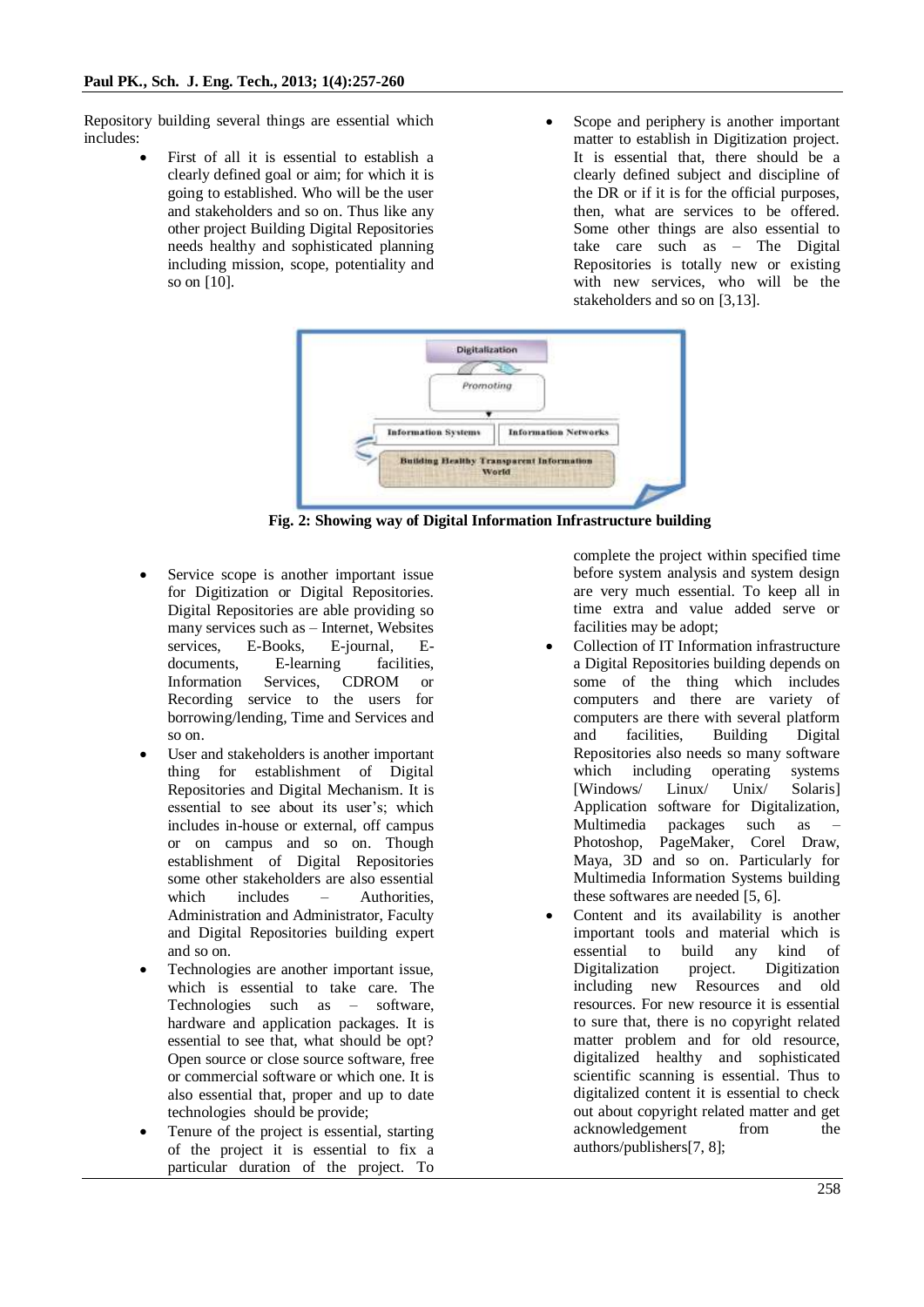Repository building several things are essential which includes:

- First of all it is essential to establish a clearly defined goal or aim; for which it is going to established. Who will be the user and stakeholders and so on. Thus like any other project Building Digital Repositories needs healthy and sophisticated planning including mission, scope, potentiality and so on [10].
- Scope and periphery is another important matter to establish in Digitization project. It is essential that, there should be a clearly defined subject and discipline of the DR or if it is for the official purposes, then, what are services to be offered. Some other things are also essential to take care such as – The Digital Repositories is totally new or existing with new services, who will be the stakeholders and so on [3,13].

**Fig. 2: Showing way of Digital Information Infrastructure building**

- Service scope is another important issue for Digitization or Digital Repositories. Digital Repositories are able providing so many services such as – Internet, Websites services, E-Books, E-journal, E-documents, E-learning facilities, Information Services, CDROM or Recording service to the users for borrowing/lending, Time and Services and so on.
- User and stakeholders is another important thing for establishment of Digital Repositories and Digital Mechanism. It is essential to see about its user's; which includes in-house or external, off campus or on campus and so on. Though establishment of Digital Repositories some other stakeholders are also essential which includes – Authorities, Administration and Administrator, Faculty and Digital Repositories building expert and so on.
- Technologies are another important issue, which is essential to take care. The Technologies such as – software, hardware and application packages. It is essential to see that, what should be opt? Open source or close source software, free or commercial software or which one. It is also essential that, proper and up to date technologies should be provide;
- Tenure of the project is essential, starting of the project it is essential to fix a particular duration of the project. To complete the project within specified time before system analysis and system design are very much essential. To keep all in time extra and value added serve or facilities may be adopt;
- Collection of IT Information infrastructure a Digital Repositories building depends on some of the thing which includes computers and there are variety of computers are there with several platform and facilities, Building Digital Repositories also needs so many software which including operating systems [Windows/ Linux/ Unix/ Solaris] Application software for Digitalization, Multimedia packages such as – Photoshop, PageMaker, Corel Draw, Maya, 3D and so on. Particularly for Multimedia Information Systems building these softwares are needed [5, 6].
- Content and its availability is another important tools and material which is essential to build any kind of Digitalization project. Digitization including new Resources and old resources. For new resource it is essential to sure that, there is no copyright related matter problem and for old resource, digitalized healthy and sophisticated scientific scanning is essential. Thus to digitalized content it is essential to check out about copyright related matter and get acknowledgement from the authors/publishers[7, 8];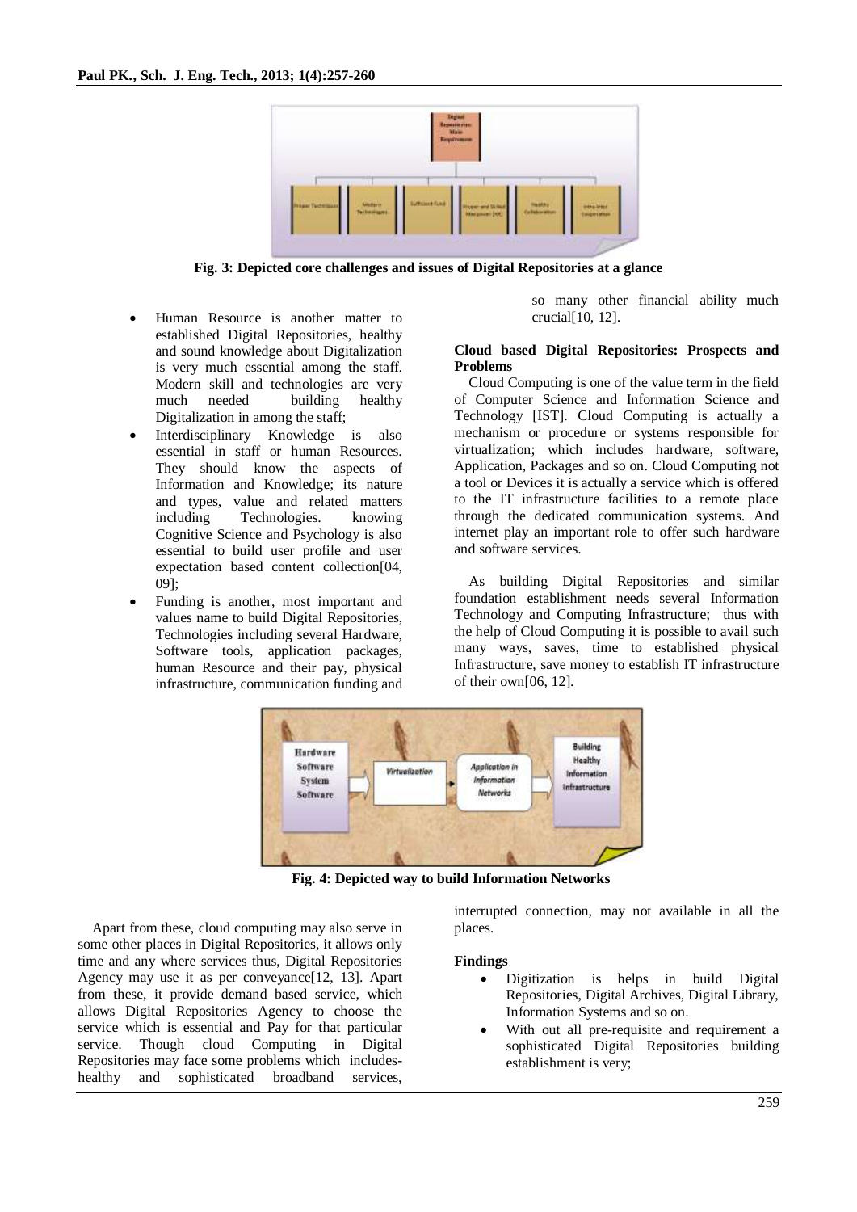Fig. 3: Depicted core challenges and issues of Digital Repositories at a glance

- Human Resource is another matter to established Digital Repositories, healthy and sound knowledge about Digitalization is very much essential among the staff. Modern skill and technologies are very much needed building healthy Digitalization in among the staff;
- Interdisciplinary Knowledge is also essential in staff or human Resources. They should know the aspects of Information and Knowledge; its nature and types, value and related matters including Technologies. knowing Cognitive Science and Psychology is also essential to build user profile and user expectation based content collection[04, 09];
- Funding is another, most important and values name to build Digital Repositories, Technologies including several Hardware, Software tools, application packages, human Resource and their pay, physical infrastructure, communication funding and so many other financial ability much crucial[10, 12].

**Cloud based Digital Repositories: Prospects and Problems**

Cloud Computing is one of the value term in the field of Computer Science and Information Science and Technology [IST]. Cloud Computing is actually a mechanism or procedure or systems responsible for virtualization; which includes hardware, software, Application, Packages and so on. Cloud Computing not a tool or Devices it is actually a service which is offered to the IT infrastructure facilities to a remote place through the dedicated communication systems. And internet play an important role to offer such hardware and software services.

As building Digital Repositories and similar foundation establishment needs several Information Technology and Computing Infrastructure; thus with the help of Cloud Computing it is possible to avail such many ways, saves, time to established physical Infrastructure, save money to establish IT infrastructure of their own[06, 12].

Fig. 4: Depicted way to build Information Networks

Apart from these, cloud computing may also serve in some other places in Digital Repositories, it allows only time and any where services thus, Digital Repositories Agency may use it as per conveyance[12, 13]. Apart from these, it provide demand based service, which allows Digital Repositories Agency to choose the service which is essential and Pay for that particular service. Though cloud Computing in Digital Repositories may face some problems which includes- healthy and sophisticated broadband services, interrupted connection, may not available in all the places.

**Findings**

- Digitization is helps in build Digital Repositories, Digital Archives, Digital Library, Information Systems and so on.
- With out all pre-requisite and requirement a sophisticated Digital Repositories building establishment is very;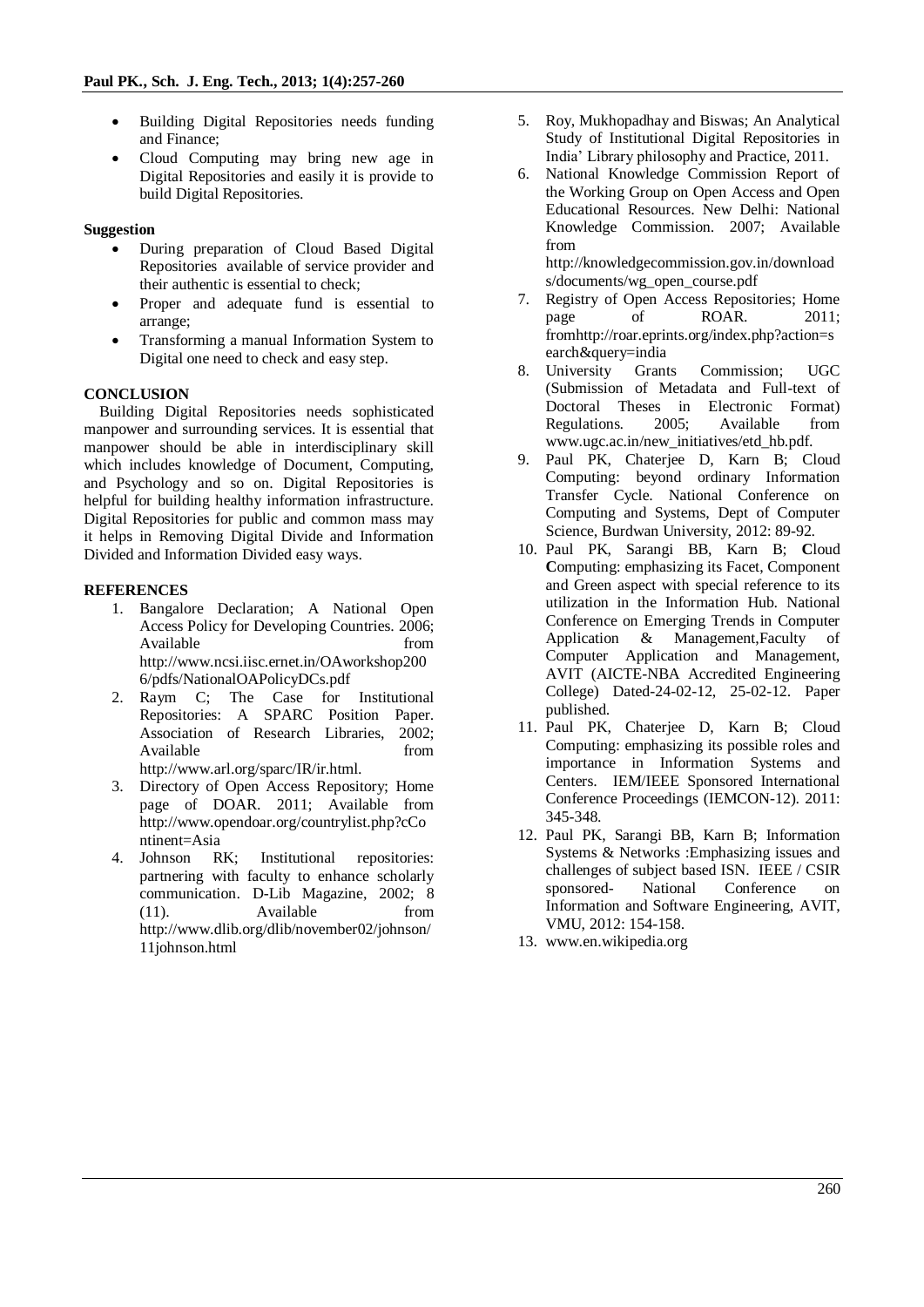- Building Digital Repositories needs funding and Finance;
- Cloud Computing may bring new age in Digital Repositories and easily it is provide to build Digital Repositories.

**Suggestion**

- During preparation of Cloud Based Digital Repositories available of service provider and their authentic is essential to check;
- Proper and adequate fund is essential to arrange;
- Transforming a manual Information System to Digital one need to check and easy step.

## CONCLUSION

Building Digital Repositories needs sophisticated manpower and surrounding services. It is essential that manpower should be able in interdisciplinary skill which includes knowledge of Document, Computing, and Psychology and so on. Digital Repositories is helpful for building healthy information infrastructure. Digital Repositories for public and common mass may it helps in Removing Digital Divide and Information Divided and Information Divided easy ways.

## REFERENCES

1. Bangalore Declaration; A National Open Access Policy for Developing Countries. 2006; Available from http://www.ncsi.iisc.ernet.in/OAworkshop2006/pdfs/NationalOAPolicyDCs.pdf
2. Raym C; The Case for Institutional Repositories: A SPARC Position Paper. Association of Research Libraries, 2002; Available from http://www.arl.org/sparc/IR/ir.html.
3. Directory of Open Access Repository; Home page of DOAR. 2011; Available from http://www.opendoar.org/countrylist.php?cContinent=Asia
4. Johnson RK; Institutional repositories: partnering with faculty to enhance scholarly communication. D-Lib Magazine, 2002; 8 (11). Available from http://www.dlib.org/dlib/november02/johnson/11johnson.html
5. Roy, Mukhopadhay and Biswas; An Analytical Study of Institutional Digital Repositories in India' Library philosophy and Practice, 2011.
6. National Knowledge Commission Report of the Working Group on Open Access and Open Educational Resources. New Delhi: National Knowledge Commission. 2007; Available from http://knowledgecommission.gov.in/downloads/documents/wg_open_course.pdf
7. Registry of Open Access Repositories; Home page of ROAR. 2011; fromhttp://roar.eprints.org/index.php?action=search&query=india
8. University Grants Commission; UGC (Submission of Metadata and Full-text of Doctoral Theses in Electronic Format) Regulations. 2005; Available from www.ugc.ac.in/new_initiatives/etd_hb.pdf.
9. Paul PK, Chaterjee D, Karn B; Cloud Computing: beyond ordinary Information Transfer Cycle. National Conference on Computing and Systems, Dept of Computer Science, Burdwan University, 2012: 89-92.
10. Paul PK, Sarangi BB, Karn B; **C**loud **C**omputing: emphasizing its Facet, Component and Green aspect with special reference to its utilization in the Information Hub. National Conference on Emerging Trends in Computer Application & Management,Faculty of Computer Application and Management, AVIT (AICTE-NBA Accredited Engineering College) Dated-24-02-12, 25-02-12. Paper published.
11. Paul PK, Chaterjee D, Karn B; Cloud Computing: emphasizing its possible roles and importance in Information Systems and Centers. IEM/IEEE Sponsored International Conference Proceedings (IEMCON-12). 2011: 345-348.
12. Paul PK, Sarangi BB, Karn B; Information Systems & Networks :Emphasizing issues and challenges of subject based ISN. IEEE / CSIR sponsored- National Conference on Information and Software Engineering, AVIT, VMU, 2012: 154-158.
13. www.en.wikipedia.org